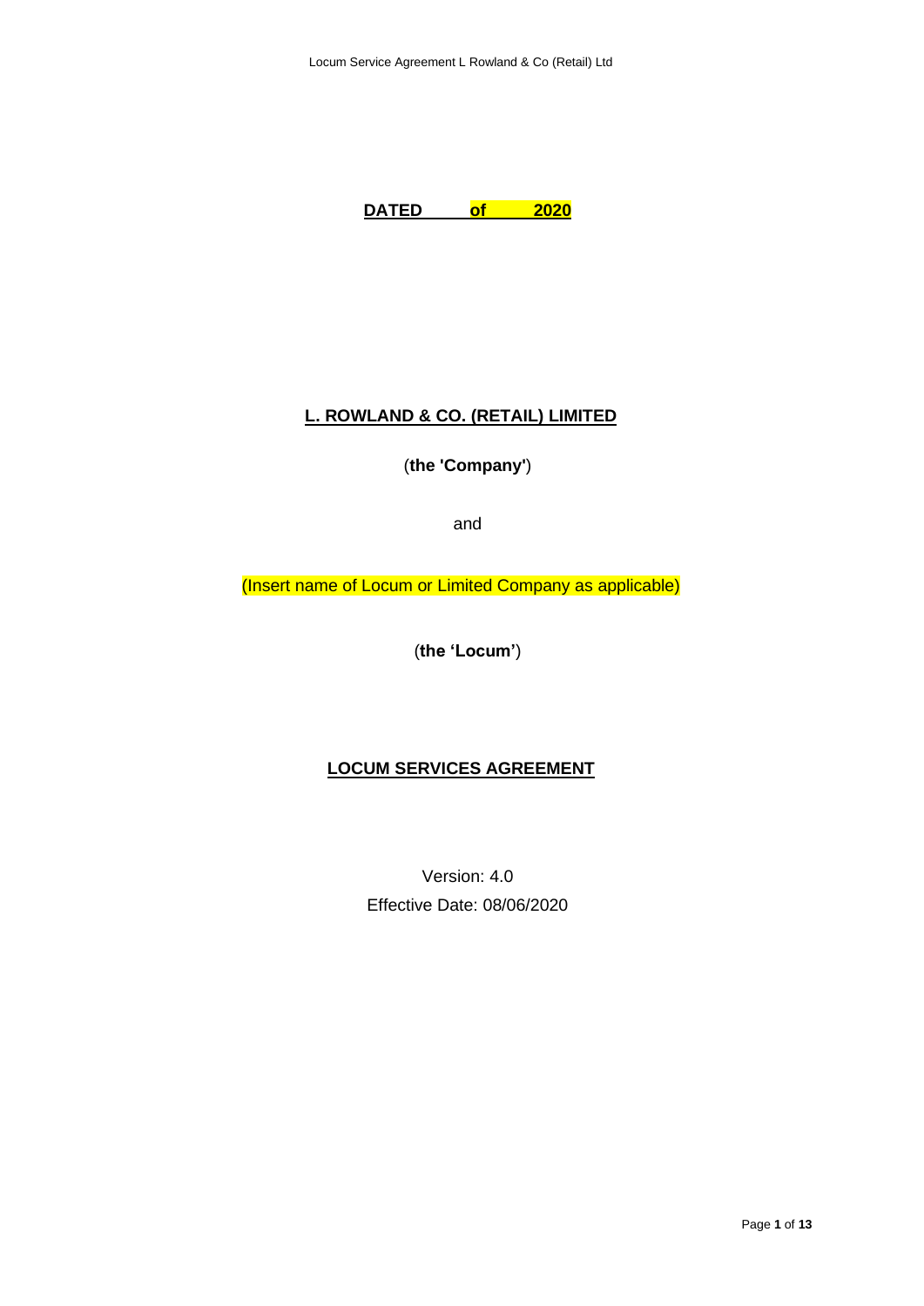**DATED of 2020**

**L. ROWLAND & CO. (RETAIL) LIMITED**

(**the 'Company'**)

and

(Insert name of Locum or Limited Company as applicable)

(**the 'Locum'**)

**LOCUM SERVICES AGREEMENT**

Version: 4.0

Effective Date: 08/06/2020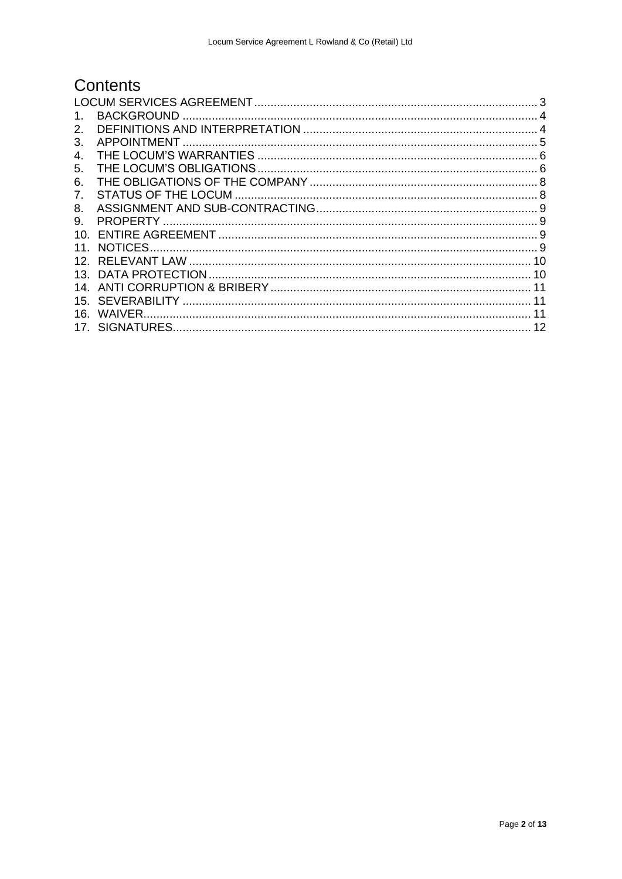# Contents

LOCUM SERVICES AGREEMENT ............................................................................................ 3

1. BACKGROUND ............................................................................................................ 4
2. DEFINITIONS AND INTERPRETATION ........................................................................ 4
3. APPOINTMENT ............................................................................................................ 5
4. THE LOCUM'S WARRANTIES ..................................................................................... 6
5. THE LOCUM'S OBLIGATIONS ..................................................................................... 6
6. THE OBLIGATIONS OF THE COMPANY ...................................................................... 8
7. STATUS OF THE LOCUM ............................................................................................ 8
8. ASSIGNMENT AND SUB-CONTRACTING .................................................................... 9
9. PROPERTY .................................................................................................................. 9
10. ENTIRE AGREEMENT ................................................................................................. 9
11. NOTICES ..................................................................................................................... 9
12. RELEVANT LAW ........................................................................................................ 10
13. DATA PROTECTION ................................................................................................... 10
14. ANTI CORRUPTION & BRIBERY ................................................................................ 11
15. SEVERABILITY ........................................................................................................... 11
16. WAIVER ...................................................................................................................... 11
17. SIGNATURES ............................................................................................................. 12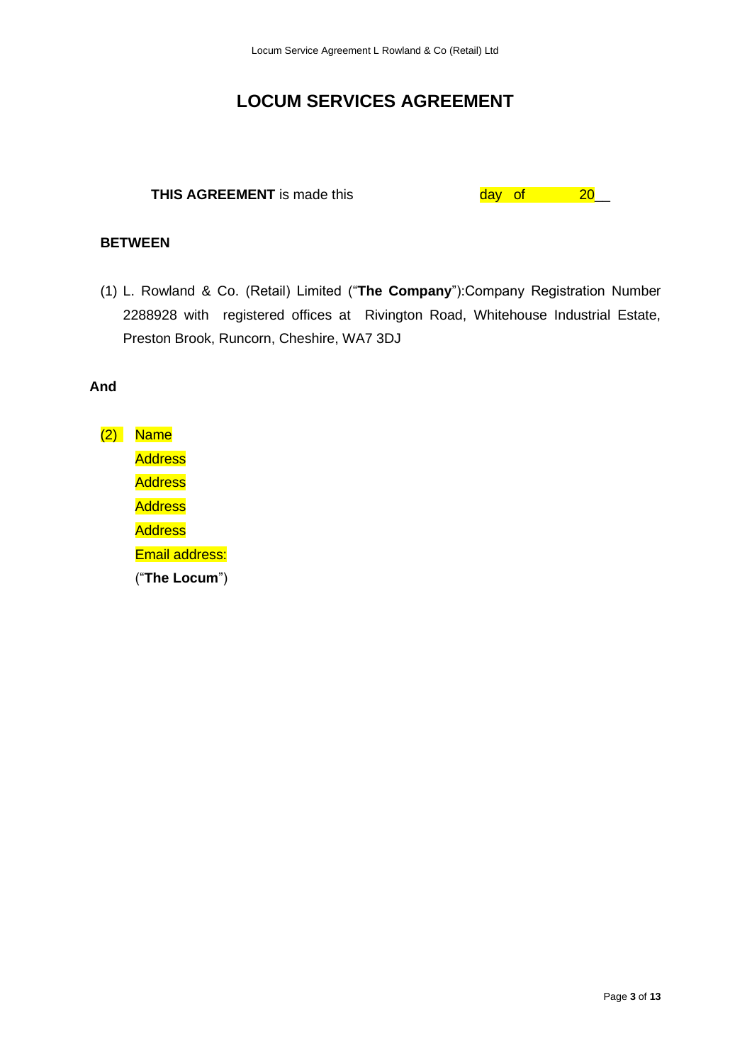# LOCUM SERVICES AGREEMENT

**THIS AGREEMENT** is made this day of 20__

**BETWEEN**

(1) L. Rowland & Co. (Retail) Limited ("**The Company**"):Company Registration Number 2288928 with registered offices at Rivington Road, Whitehouse Industrial Estate, Preston Brook, Runcorn, Cheshire, WA7 3DJ

**And**

(2) Name
Address
Address
Address
Address
Email address:
("**The Locum**")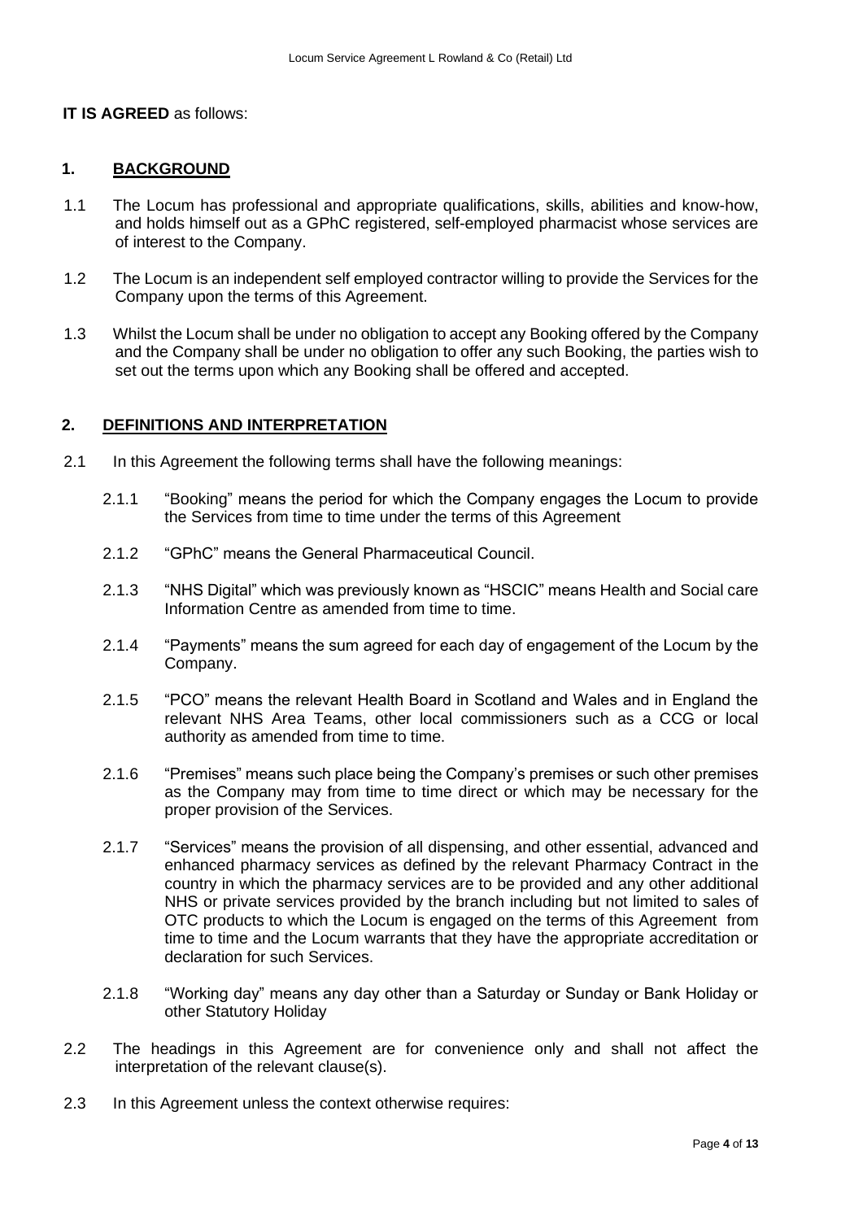**IT IS AGREED** as follows:

## 1. BACKGROUND

1.1 The Locum has professional and appropriate qualifications, skills, abilities and know-how, and holds himself out as a GPhC registered, self-employed pharmacist whose services are of interest to the Company.

1.2 The Locum is an independent self employed contractor willing to provide the Services for the Company upon the terms of this Agreement.

1.3 Whilst the Locum shall be under no obligation to accept any Booking offered by the Company and the Company shall be under no obligation to offer any such Booking, the parties wish to set out the terms upon which any Booking shall be offered and accepted.

## 2. DEFINITIONS AND INTERPRETATION

2.1 In this Agreement the following terms shall have the following meanings:

2.1.1 "Booking" means the period for which the Company engages the Locum to provide the Services from time to time under the terms of this Agreement

2.1.2 "GPhC" means the General Pharmaceutical Council.

2.1.3 "NHS Digital" which was previously known as "HSCIC" means Health and Social care Information Centre as amended from time to time.

2.1.4 "Payments" means the sum agreed for each day of engagement of the Locum by the Company.

2.1.5 "PCO" means the relevant Health Board in Scotland and Wales and in England the relevant NHS Area Teams, other local commissioners such as a CCG or local authority as amended from time to time.

2.1.6 "Premises" means such place being the Company's premises or such other premises as the Company may from time to time direct or which may be necessary for the proper provision of the Services.

2.1.7 "Services" means the provision of all dispensing, and other essential, advanced and enhanced pharmacy services as defined by the relevant Pharmacy Contract in the country in which the pharmacy services are to be provided and any other additional NHS or private services provided by the branch including but not limited to sales of OTC products to which the Locum is engaged on the terms of this Agreement from time to time and the Locum warrants that they have the appropriate accreditation or declaration for such Services.

2.1.8 "Working day" means any day other than a Saturday or Sunday or Bank Holiday or other Statutory Holiday

2.2 The headings in this Agreement are for convenience only and shall not affect the interpretation of the relevant clause(s).

2.3 In this Agreement unless the context otherwise requires: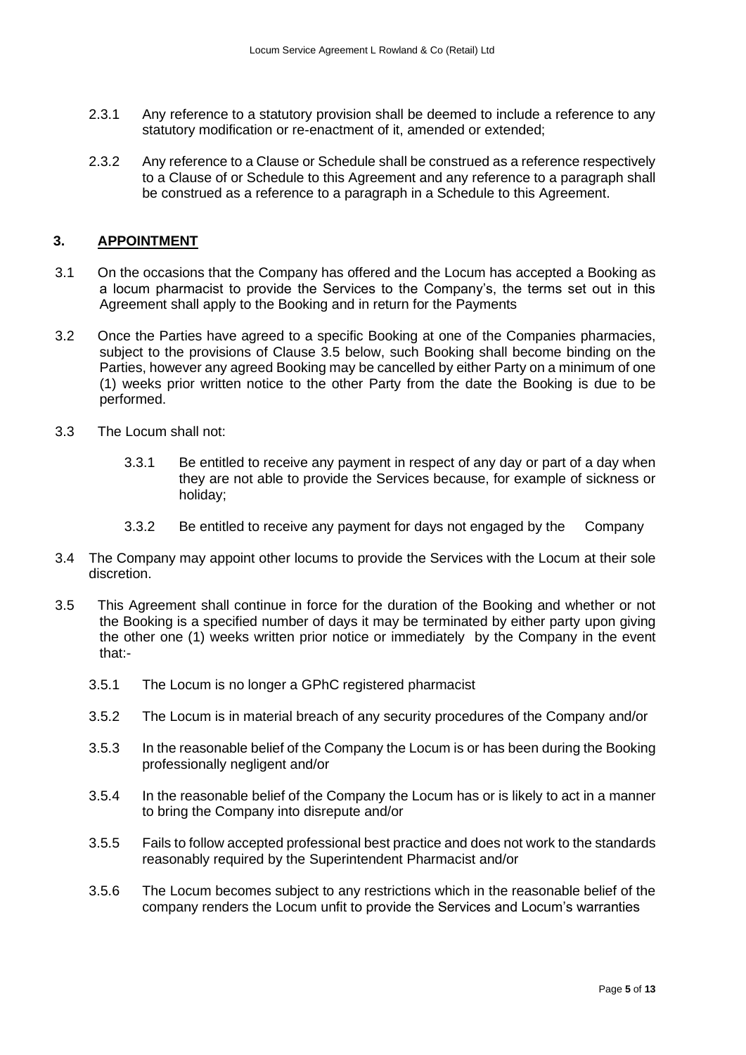2.3.1 Any reference to a statutory provision shall be deemed to include a reference to any statutory modification or re-enactment of it, amended or extended;

2.3.2 Any reference to a Clause or Schedule shall be construed as a reference respectively to a Clause of or Schedule to this Agreement and any reference to a paragraph shall be construed as a reference to a paragraph in a Schedule to this Agreement.

## 3. APPOINTMENT

3.1 On the occasions that the Company has offered and the Locum has accepted a Booking as a locum pharmacist to provide the Services to the Company's, the terms set out in this Agreement shall apply to the Booking and in return for the Payments

3.2 Once the Parties have agreed to a specific Booking at one of the Companies pharmacies, subject to the provisions of Clause 3.5 below, such Booking shall become binding on the Parties, however any agreed Booking may be cancelled by either Party on a minimum of one (1) weeks prior written notice to the other Party from the date the Booking is due to be performed.

3.3 The Locum shall not:

3.3.1 Be entitled to receive any payment in respect of any day or part of a day when they are not able to provide the Services because, for example of sickness or holiday;

3.3.2 Be entitled to receive any payment for days not engaged by the Company

3.4 The Company may appoint other locums to provide the Services with the Locum at their sole discretion.

3.5 This Agreement shall continue in force for the duration of the Booking and whether or not the Booking is a specified number of days it may be terminated by either party upon giving the other one (1) weeks written prior notice or immediately by the Company in the event that:-

3.5.1 The Locum is no longer a GPhC registered pharmacist

3.5.2 The Locum is in material breach of any security procedures of the Company and/or

3.5.3 In the reasonable belief of the Company the Locum is or has been during the Booking professionally negligent and/or

3.5.4 In the reasonable belief of the Company the Locum has or is likely to act in a manner to bring the Company into disrepute and/or

3.5.5 Fails to follow accepted professional best practice and does not work to the standards reasonably required by the Superintendent Pharmacist and/or

3.5.6 The Locum becomes subject to any restrictions which in the reasonable belief of the company renders the Locum unfit to provide the Services and Locum's warranties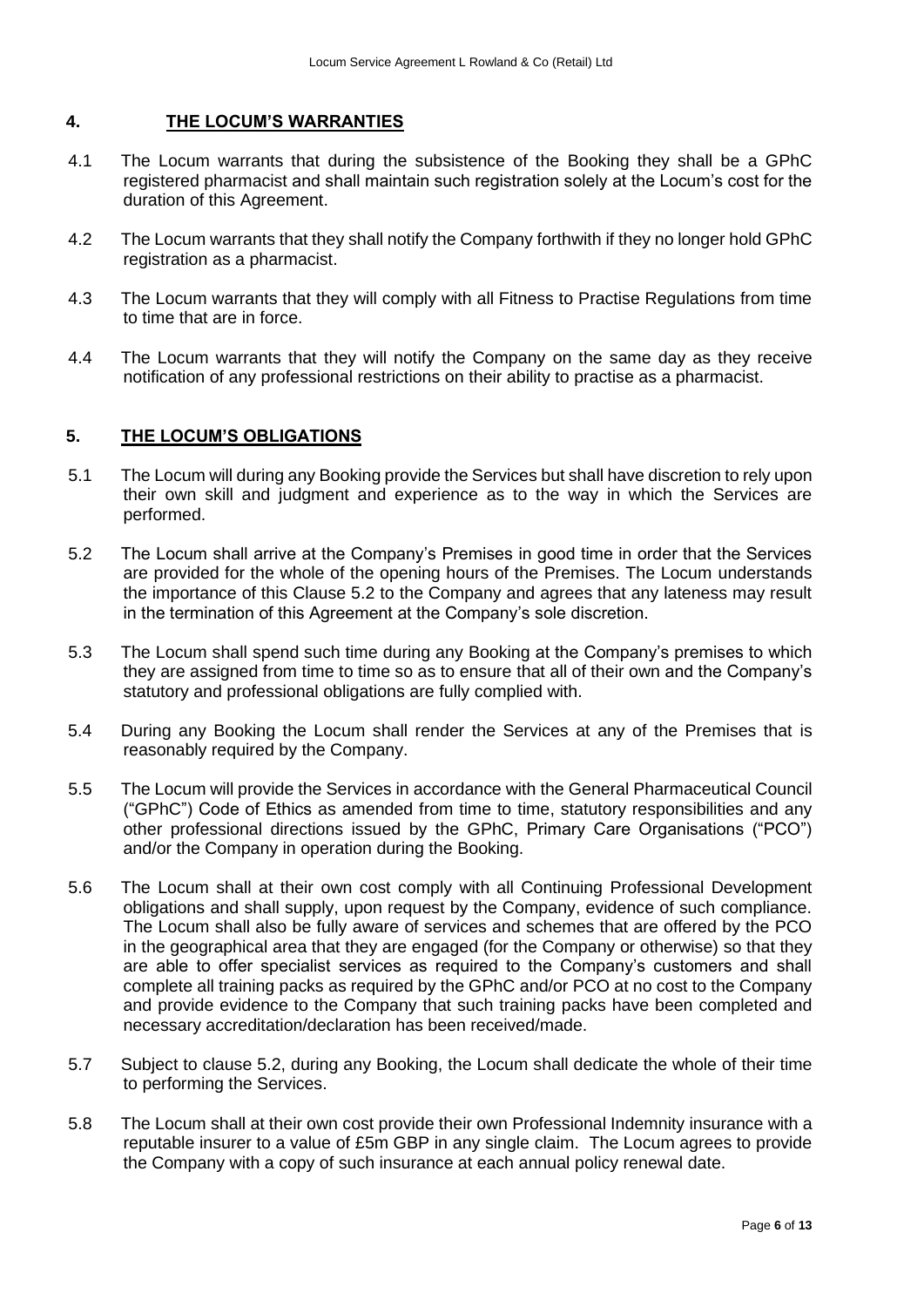## 4. THE LOCUM'S WARRANTIES

4.1 The Locum warrants that during the subsistence of the Booking they shall be a GPhC registered pharmacist and shall maintain such registration solely at the Locum's cost for the duration of this Agreement.

4.2 The Locum warrants that they shall notify the Company forthwith if they no longer hold GPhC registration as a pharmacist.

4.3 The Locum warrants that they will comply with all Fitness to Practise Regulations from time to time that are in force.

4.4 The Locum warrants that they will notify the Company on the same day as they receive notification of any professional restrictions on their ability to practise as a pharmacist.

## 5. THE LOCUM'S OBLIGATIONS

5.1 The Locum will during any Booking provide the Services but shall have discretion to rely upon their own skill and judgment and experience as to the way in which the Services are performed.

5.2 The Locum shall arrive at the Company's Premises in good time in order that the Services are provided for the whole of the opening hours of the Premises. The Locum understands the importance of this Clause 5.2 to the Company and agrees that any lateness may result in the termination of this Agreement at the Company's sole discretion.

5.3 The Locum shall spend such time during any Booking at the Company's premises to which they are assigned from time to time so as to ensure that all of their own and the Company's statutory and professional obligations are fully complied with.

5.4 During any Booking the Locum shall render the Services at any of the Premises that is reasonably required by the Company.

5.5 The Locum will provide the Services in accordance with the General Pharmaceutical Council ("GPhC") Code of Ethics as amended from time to time, statutory responsibilities and any other professional directions issued by the GPhC, Primary Care Organisations ("PCO") and/or the Company in operation during the Booking.

5.6 The Locum shall at their own cost comply with all Continuing Professional Development obligations and shall supply, upon request by the Company, evidence of such compliance. The Locum shall also be fully aware of services and schemes that are offered by the PCO in the geographical area that they are engaged (for the Company or otherwise) so that they are able to offer specialist services as required to the Company's customers and shall complete all training packs as required by the GPhC and/or PCO at no cost to the Company and provide evidence to the Company that such training packs have been completed and necessary accreditation/declaration has been received/made.

5.7 Subject to clause 5.2, during any Booking, the Locum shall dedicate the whole of their time to performing the Services.

5.8 The Locum shall at their own cost provide their own Professional Indemnity insurance with a reputable insurer to a value of £5m GBP in any single claim. The Locum agrees to provide the Company with a copy of such insurance at each annual policy renewal date.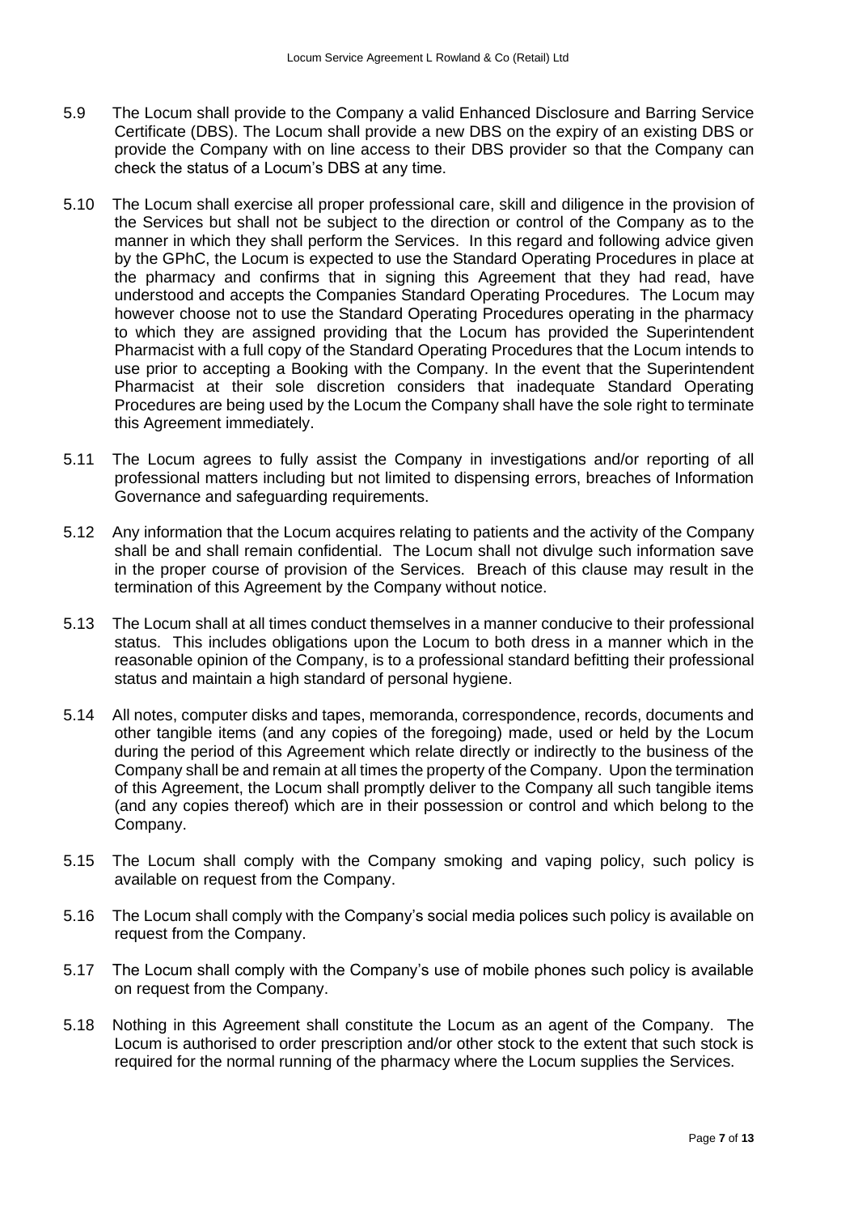5.9 The Locum shall provide to the Company a valid Enhanced Disclosure and Barring Service Certificate (DBS). The Locum shall provide a new DBS on the expiry of an existing DBS or provide the Company with on line access to their DBS provider so that the Company can check the status of a Locum's DBS at any time.

5.10 The Locum shall exercise all proper professional care, skill and diligence in the provision of the Services but shall not be subject to the direction or control of the Company as to the manner in which they shall perform the Services. In this regard and following advice given by the GPhC, the Locum is expected to use the Standard Operating Procedures in place at the pharmacy and confirms that in signing this Agreement that they had read, have understood and accepts the Companies Standard Operating Procedures. The Locum may however choose not to use the Standard Operating Procedures operating in the pharmacy to which they are assigned providing that the Locum has provided the Superintendent Pharmacist with a full copy of the Standard Operating Procedures that the Locum intends to use prior to accepting a Booking with the Company. In the event that the Superintendent Pharmacist at their sole discretion considers that inadequate Standard Operating Procedures are being used by the Locum the Company shall have the sole right to terminate this Agreement immediately.

5.11 The Locum agrees to fully assist the Company in investigations and/or reporting of all professional matters including but not limited to dispensing errors, breaches of Information Governance and safeguarding requirements.

5.12 Any information that the Locum acquires relating to patients and the activity of the Company shall be and shall remain confidential. The Locum shall not divulge such information save in the proper course of provision of the Services. Breach of this clause may result in the termination of this Agreement by the Company without notice.

5.13 The Locum shall at all times conduct themselves in a manner conducive to their professional status. This includes obligations upon the Locum to both dress in a manner which in the reasonable opinion of the Company, is to a professional standard befitting their professional status and maintain a high standard of personal hygiene.

5.14 All notes, computer disks and tapes, memoranda, correspondence, records, documents and other tangible items (and any copies of the foregoing) made, used or held by the Locum during the period of this Agreement which relate directly or indirectly to the business of the Company shall be and remain at all times the property of the Company. Upon the termination of this Agreement, the Locum shall promptly deliver to the Company all such tangible items (and any copies thereof) which are in their possession or control and which belong to the Company.

5.15 The Locum shall comply with the Company smoking and vaping policy, such policy is available on request from the Company.

5.16 The Locum shall comply with the Company's social media polices such policy is available on request from the Company.

5.17 The Locum shall comply with the Company's use of mobile phones such policy is available on request from the Company.

5.18 Nothing in this Agreement shall constitute the Locum as an agent of the Company. The Locum is authorised to order prescription and/or other stock to the extent that such stock is required for the normal running of the pharmacy where the Locum supplies the Services.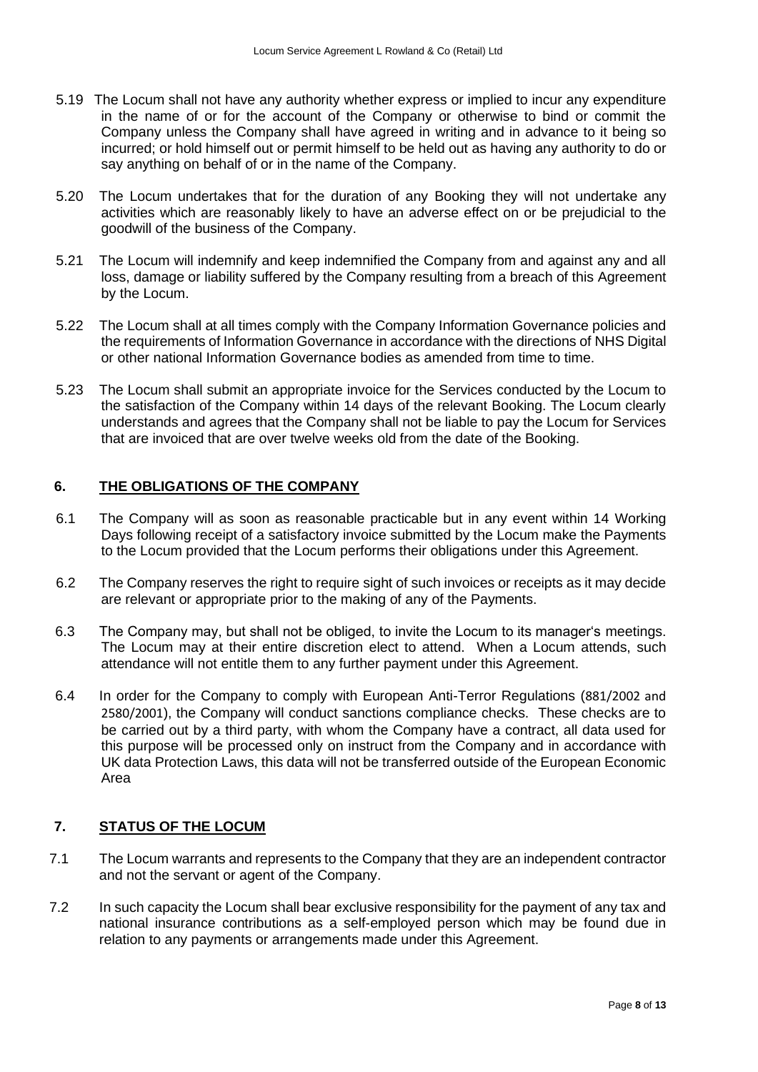5.19 The Locum shall not have any authority whether express or implied to incur any expenditure in the name of or for the account of the Company or otherwise to bind or commit the Company unless the Company shall have agreed in writing and in advance to it being so incurred; or hold himself out or permit himself to be held out as having any authority to do or say anything on behalf of or in the name of the Company.

5.20 The Locum undertakes that for the duration of any Booking they will not undertake any activities which are reasonably likely to have an adverse effect on or be prejudicial to the goodwill of the business of the Company.

5.21 The Locum will indemnify and keep indemnified the Company from and against any and all loss, damage or liability suffered by the Company resulting from a breach of this Agreement by the Locum.

5.22 The Locum shall at all times comply with the Company Information Governance policies and the requirements of Information Governance in accordance with the directions of NHS Digital or other national Information Governance bodies as amended from time to time.

5.23 The Locum shall submit an appropriate invoice for the Services conducted by the Locum to the satisfaction of the Company within 14 days of the relevant Booking. The Locum clearly understands and agrees that the Company shall not be liable to pay the Locum for Services that are invoiced that are over twelve weeks old from the date of the Booking.

## 6. THE OBLIGATIONS OF THE COMPANY

6.1 The Company will as soon as reasonable practicable but in any event within 14 Working Days following receipt of a satisfactory invoice submitted by the Locum make the Payments to the Locum provided that the Locum performs their obligations under this Agreement.

6.2 The Company reserves the right to require sight of such invoices or receipts as it may decide are relevant or appropriate prior to the making of any of the Payments.

6.3 The Company may, but shall not be obliged, to invite the Locum to its manager's meetings. The Locum may at their entire discretion elect to attend. When a Locum attends, such attendance will not entitle them to any further payment under this Agreement.

6.4 In order for the Company to comply with European Anti-Terror Regulations (881/2002 and 2580/2001), the Company will conduct sanctions compliance checks. These checks are to be carried out by a third party, with whom the Company have a contract, all data used for this purpose will be processed only on instruct from the Company and in accordance with UK data Protection Laws, this data will not be transferred outside of the European Economic Area

## 7. STATUS OF THE LOCUM

7.1 The Locum warrants and represents to the Company that they are an independent contractor and not the servant or agent of the Company.

7.2 In such capacity the Locum shall bear exclusive responsibility for the payment of any tax and national insurance contributions as a self-employed person which may be found due in relation to any payments or arrangements made under this Agreement.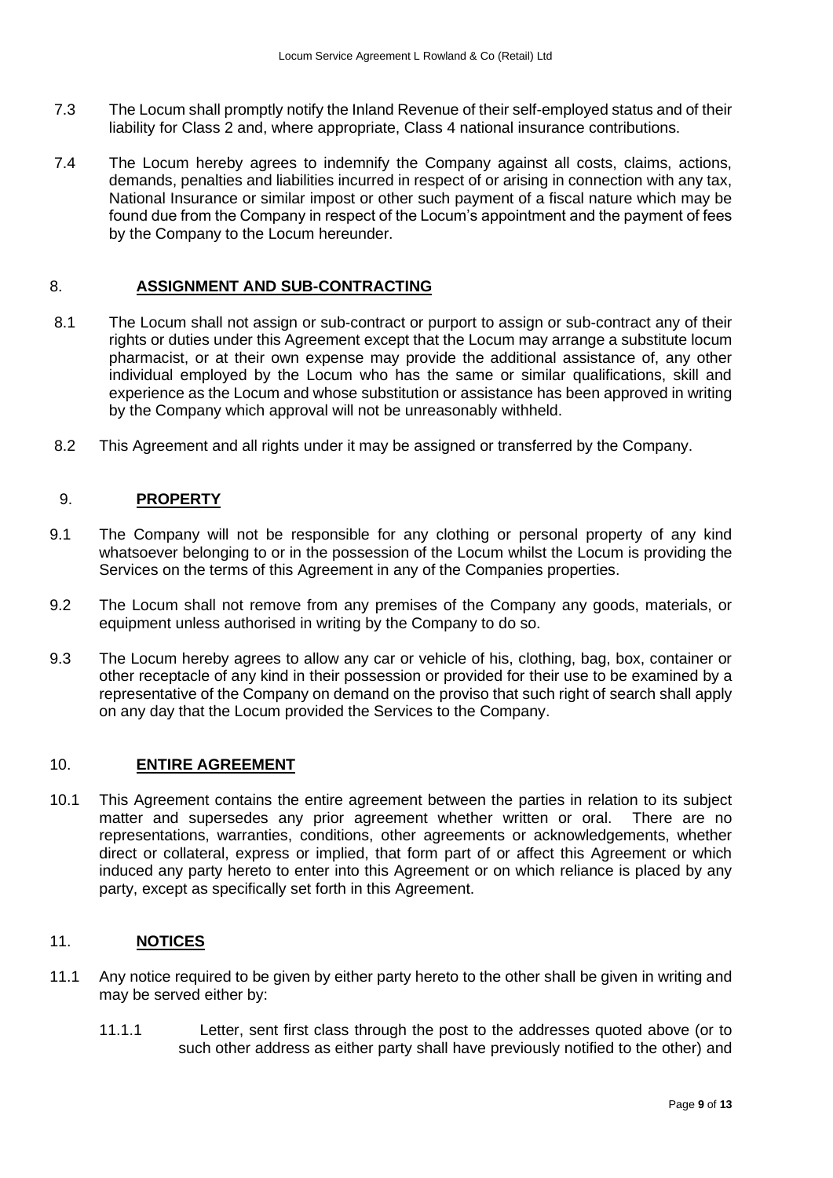7.3 The Locum shall promptly notify the Inland Revenue of their self-employed status and of their liability for Class 2 and, where appropriate, Class 4 national insurance contributions.

7.4 The Locum hereby agrees to indemnify the Company against all costs, claims, actions, demands, penalties and liabilities incurred in respect of or arising in connection with any tax, National Insurance or similar impost or other such payment of a fiscal nature which may be found due from the Company in respect of the Locum's appointment and the payment of fees by the Company to the Locum hereunder.

## 8. **ASSIGNMENT AND SUB-CONTRACTING**

8.1 The Locum shall not assign or sub-contract or purport to assign or sub-contract any of their rights or duties under this Agreement except that the Locum may arrange a substitute locum pharmacist, or at their own expense may provide the additional assistance of, any other individual employed by the Locum who has the same or similar qualifications, skill and experience as the Locum and whose substitution or assistance has been approved in writing by the Company which approval will not be unreasonably withheld.

8.2 This Agreement and all rights under it may be assigned or transferred by the Company.

## 9. **PROPERTY**

9.1 The Company will not be responsible for any clothing or personal property of any kind whatsoever belonging to or in the possession of the Locum whilst the Locum is providing the Services on the terms of this Agreement in any of the Companies properties.

9.2 The Locum shall not remove from any premises of the Company any goods, materials, or equipment unless authorised in writing by the Company to do so.

9.3 The Locum hereby agrees to allow any car or vehicle of his, clothing, bag, box, container or other receptacle of any kind in their possession or provided for their use to be examined by a representative of the Company on demand on the proviso that such right of search shall apply on any day that the Locum provided the Services to the Company.

## 10. **ENTIRE AGREEMENT**

10.1 This Agreement contains the entire agreement between the parties in relation to its subject matter and supersedes any prior agreement whether written or oral. There are no representations, warranties, conditions, other agreements or acknowledgements, whether direct or collateral, express or implied, that form part of or affect this Agreement or which induced any party hereto to enter into this Agreement or on which reliance is placed by any party, except as specifically set forth in this Agreement.

## 11. **NOTICES**

11.1 Any notice required to be given by either party hereto to the other shall be given in writing and may be served either by:

11.1.1 Letter, sent first class through the post to the addresses quoted above (or to such other address as either party shall have previously notified to the other) and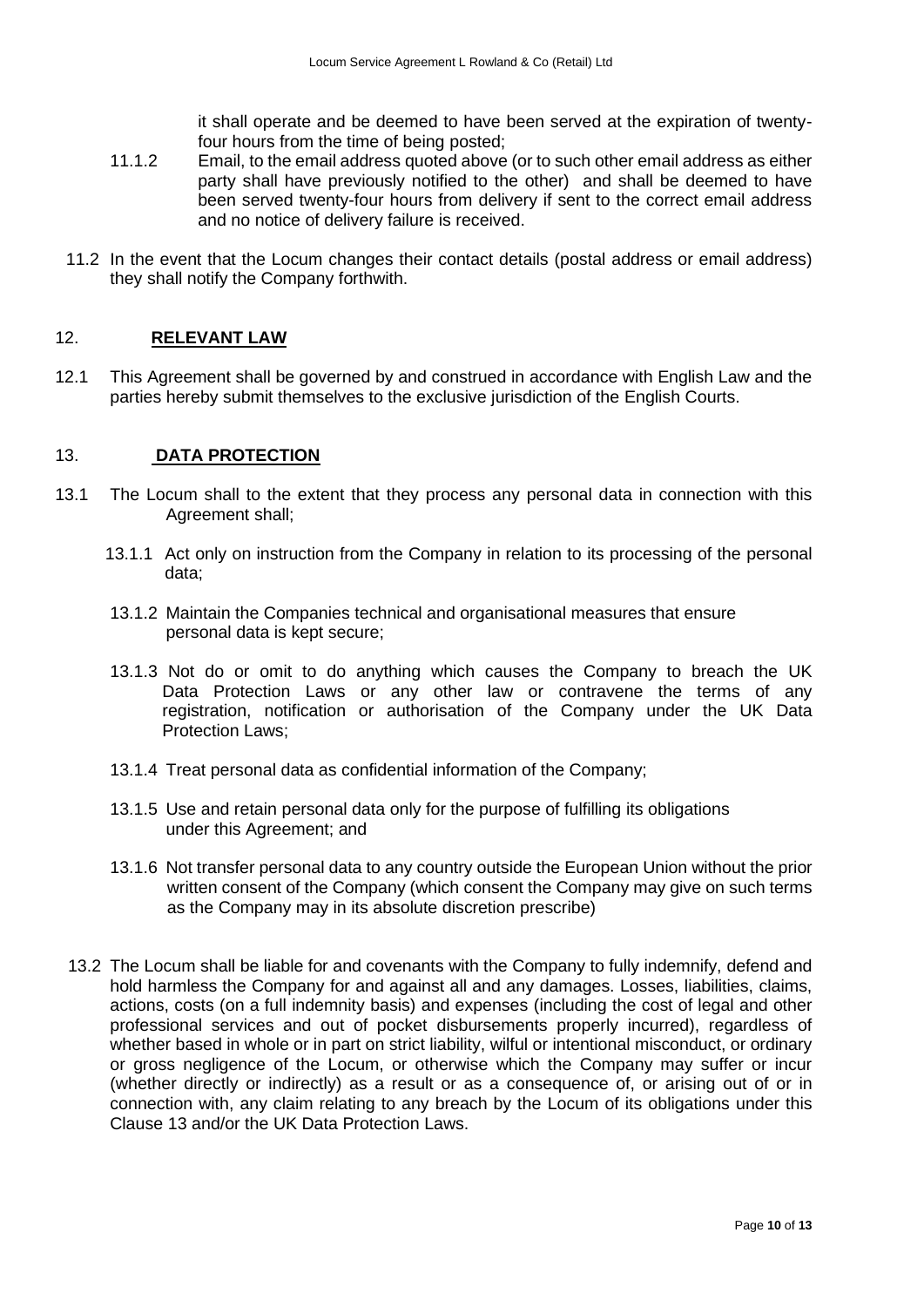it shall operate and be deemed to have been served at the expiration of twenty-four hours from the time of being posted;

11.1.2 Email, to the email address quoted above (or to such other email address as either party shall have previously notified to the other) and shall be deemed to have been served twenty-four hours from delivery if sent to the correct email address and no notice of delivery failure is received.

11.2 In the event that the Locum changes their contact details (postal address or email address) they shall notify the Company forthwith.

## 12. **RELEVANT LAW**

12.1 This Agreement shall be governed by and construed in accordance with English Law and the parties hereby submit themselves to the exclusive jurisdiction of the English Courts.

## 13. **DATA PROTECTION**

13.1 The Locum shall to the extent that they process any personal data in connection with this Agreement shall;

13.1.1 Act only on instruction from the Company in relation to its processing of the personal data;

13.1.2 Maintain the Companies technical and organisational measures that ensure personal data is kept secure;

13.1.3 Not do or omit to do anything which causes the Company to breach the UK Data Protection Laws or any other law or contravene the terms of any registration, notification or authorisation of the Company under the UK Data Protection Laws;

13.1.4 Treat personal data as confidential information of the Company;

13.1.5 Use and retain personal data only for the purpose of fulfilling its obligations under this Agreement; and

13.1.6 Not transfer personal data to any country outside the European Union without the prior written consent of the Company (which consent the Company may give on such terms as the Company may in its absolute discretion prescribe)

13.2 The Locum shall be liable for and covenants with the Company to fully indemnify, defend and hold harmless the Company for and against all and any damages. Losses, liabilities, claims, actions, costs (on a full indemnity basis) and expenses (including the cost of legal and other professional services and out of pocket disbursements properly incurred), regardless of whether based in whole or in part on strict liability, wilful or intentional misconduct, or ordinary or gross negligence of the Locum, or otherwise which the Company may suffer or incur (whether directly or indirectly) as a result or as a consequence of, or arising out of or in connection with, any claim relating to any breach by the Locum of its obligations under this Clause 13 and/or the UK Data Protection Laws.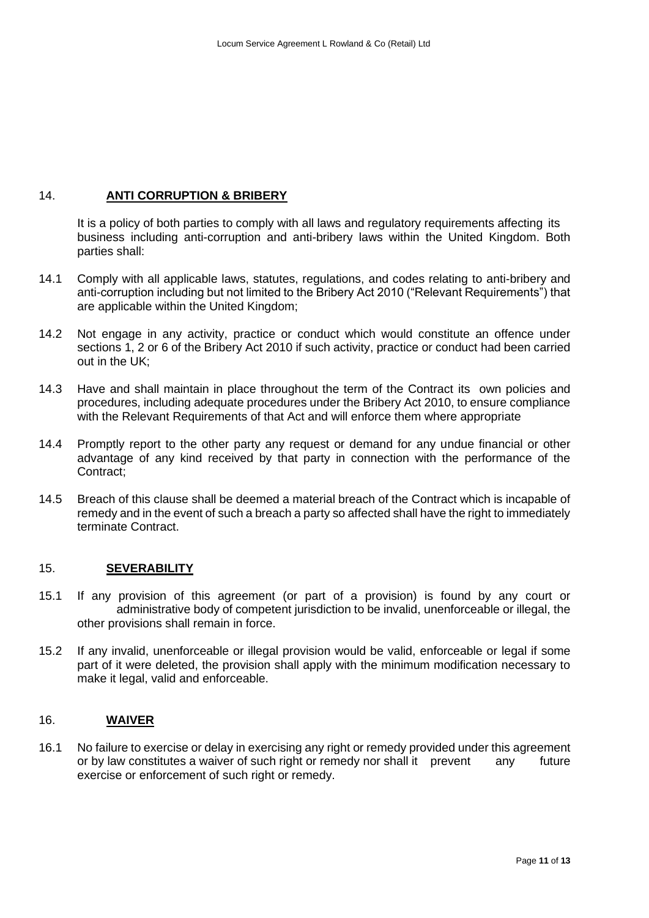## 14. **ANTI CORRUPTION & BRIBERY**

It is a policy of both parties to comply with all laws and regulatory requirements affecting its business including anti-corruption and anti-bribery laws within the United Kingdom. Both parties shall:

14.1 Comply with all applicable laws, statutes, regulations, and codes relating to anti-bribery and anti-corruption including but not limited to the Bribery Act 2010 ("Relevant Requirements") that are applicable within the United Kingdom;

14.2 Not engage in any activity, practice or conduct which would constitute an offence under sections 1, 2 or 6 of the Bribery Act 2010 if such activity, practice or conduct had been carried out in the UK;

14.3 Have and shall maintain in place throughout the term of the Contract its own policies and procedures, including adequate procedures under the Bribery Act 2010, to ensure compliance with the Relevant Requirements of that Act and will enforce them where appropriate

14.4 Promptly report to the other party any request or demand for any undue financial or other advantage of any kind received by that party in connection with the performance of the Contract;

14.5 Breach of this clause shall be deemed a material breach of the Contract which is incapable of remedy and in the event of such a breach a party so affected shall have the right to immediately terminate Contract.

## 15. **SEVERABILITY**

15.1 If any provision of this agreement (or part of a provision) is found by any court or administrative body of competent jurisdiction to be invalid, unenforceable or illegal, the other provisions shall remain in force.

15.2 If any invalid, unenforceable or illegal provision would be valid, enforceable or legal if some part of it were deleted, the provision shall apply with the minimum modification necessary to make it legal, valid and enforceable.

## 16. **WAIVER**

16.1 No failure to exercise or delay in exercising any right or remedy provided under this agreement or by law constitutes a waiver of such right or remedy nor shall it prevent any future exercise or enforcement of such right or remedy.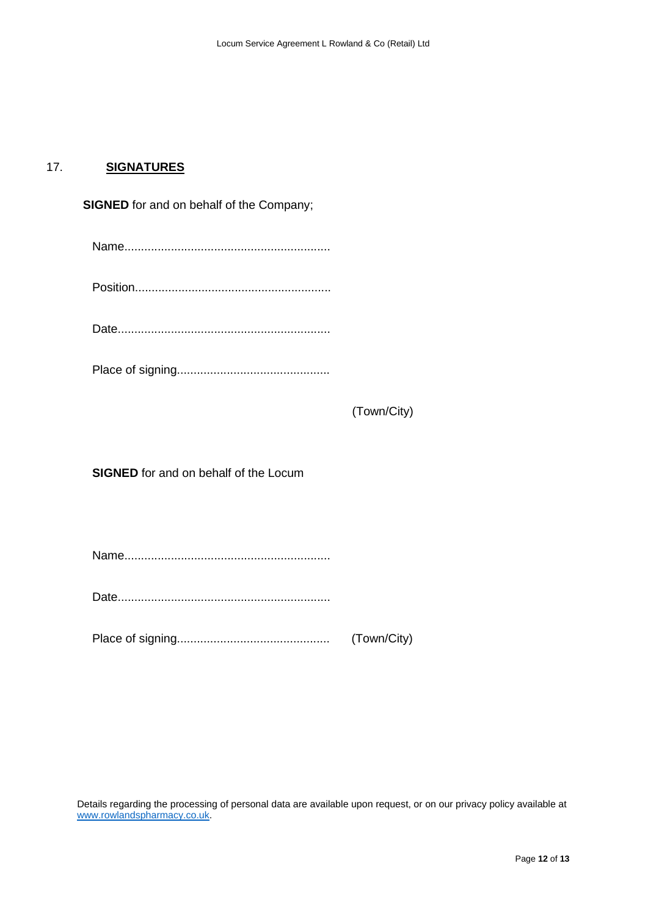## 17. **SIGNATURES**

**SIGNED** for and on behalf of the Company;

Name............................................................

Position..........................................................

Date..............................................................

Place of signing.............................................

(Town/City)

**SIGNED** for and on behalf of the Locum

Name............................................................

Date..............................................................

Place of signing............................................. (Town/City)

Details regarding the processing of personal data are available upon request, or on our privacy policy available at www.rowlandspharmacy.co.uk.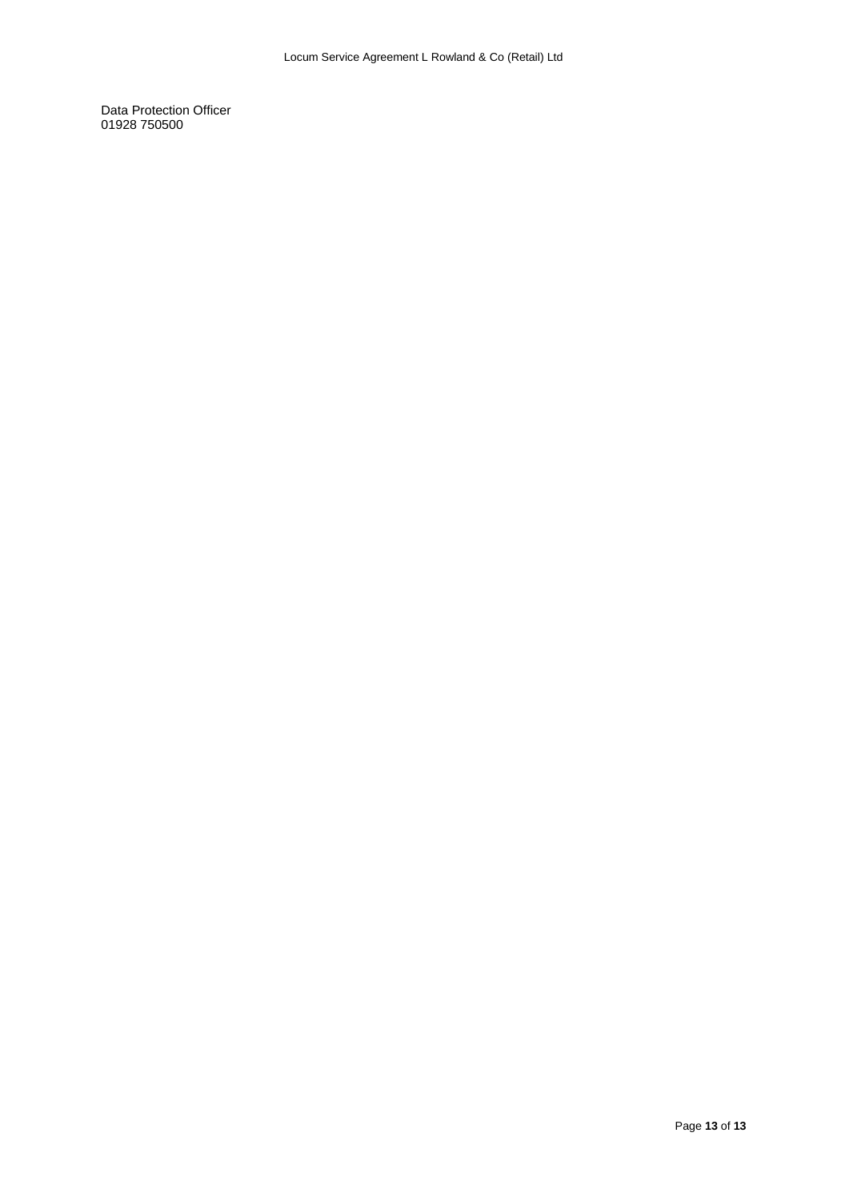Data Protection Officer
01928 750500